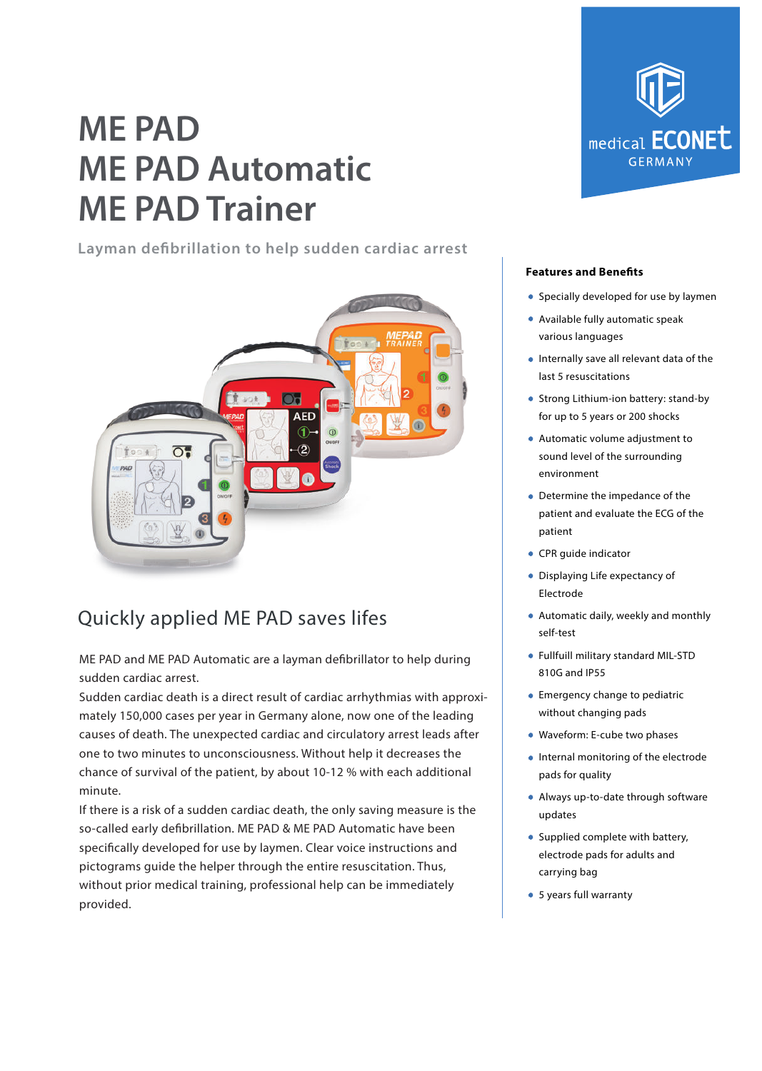# ME PAD
# ME PAD Automatic
# ME PAD Trainer

Layman defibrillation to help sudden cardiac arrest

medical ECONET GERMANY

## Quickly applied ME PAD saves lifes

ME PAD and ME PAD Automatic are a layman defibrillator to help during sudden cardiac arrest.
Sudden cardiac death is a direct result of cardiac arrhythmias with approximately 150,000 cases per year in Germany alone, now one of the leading causes of death. The unexpected cardiac and circulatory arrest leads after one to two minutes to unconsciousness. Without help it decreases the chance of survival of the patient, by about 10-12 % with each additional minute.
If there is a risk of a sudden cardiac death, the only saving measure is the so-called early defibrillation. ME PAD & ME PAD Automatic have been specifically developed for use by laymen. Clear voice instructions and pictograms guide the helper through the entire resuscitation. Thus, without prior medical training, professional help can be immediately provided.

**Features and Benefits**

- Specially developed for use by laymen
- Available fully automatic speak various languages
- Internally save all relevant data of the last 5 resuscitations
- Strong Lithium-ion battery: stand-by for up to 5 years or 200 shocks
- Automatic volume adjustment to sound level of the surrounding environment
- Determine the impedance of the patient and evaluate the ECG of the patient
- CPR guide indicator
- Displaying Life expectancy of Electrode
- Automatic daily, weekly and monthly self-test
- Fullfuill military standard MIL-STD 810G and IP55
- Emergency change to pediatric without changing pads
- Waveform: E-cube two phases
- Internal monitoring of the electrode pads for quality
- Always up-to-date through software updates
- Supplied complete with battery, electrode pads for adults and carrying bag
- 5 years full warranty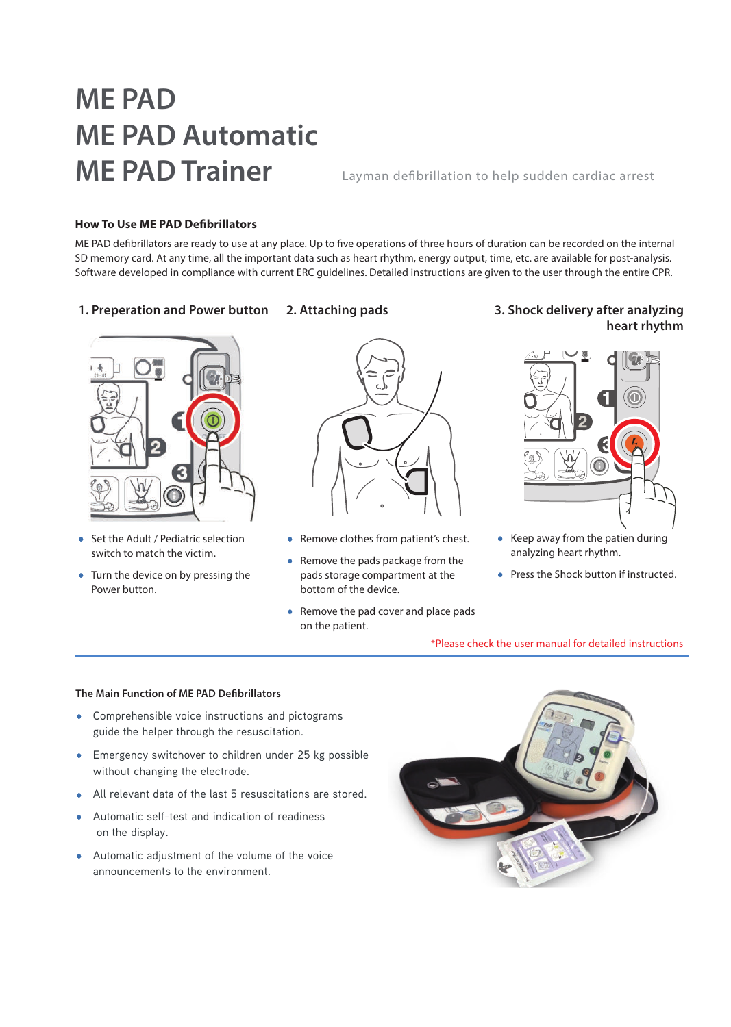# ME PAD
# ME PAD Automatic
# ME PAD Trainer

Layman defibrillation to help sudden cardiac arrest

### How To Use ME PAD Defibrillators

ME PAD defibrillators are ready to use at any place. Up to five operations of three hours of duration can be recorded on the internal SD memory card. At any time, all the important data such as heart rhythm, energy output, time, etc. are available for post-analysis. Software developed in compliance with current ERC guidelines. Detailed instructions are given to the user through the entire CPR.

#### 1. Preperation and Power button

- Set the Adult / Pediatric selection switch to match the victim.
- Turn the device on by pressing the Power button.

#### 2. Attaching pads

- Remove clothes from patient's chest.
- Remove the pads package from the pads storage compartment at the bottom of the device.
- Remove the pad cover and place pads on the patient.

#### 3. Shock delivery after analyzing heart rhythm

- Keep away from the patien during analyzing heart rhythm.
- Press the Shock button if instructed.

*Please check the user manual for detailed instructions

---

### The Main Function of ME PAD Defibrillators

- Comprehensible voice instructions and pictograms guide the helper through the resuscitation.
- Emergency switchover to children under 25 kg possible without changing the electrode.
- All relevant data of the last 5 resuscitations are stored.
- Automatic self-test and indication of readiness on the display.
- Automatic adjustment of the volume of the voice announcements to the environment.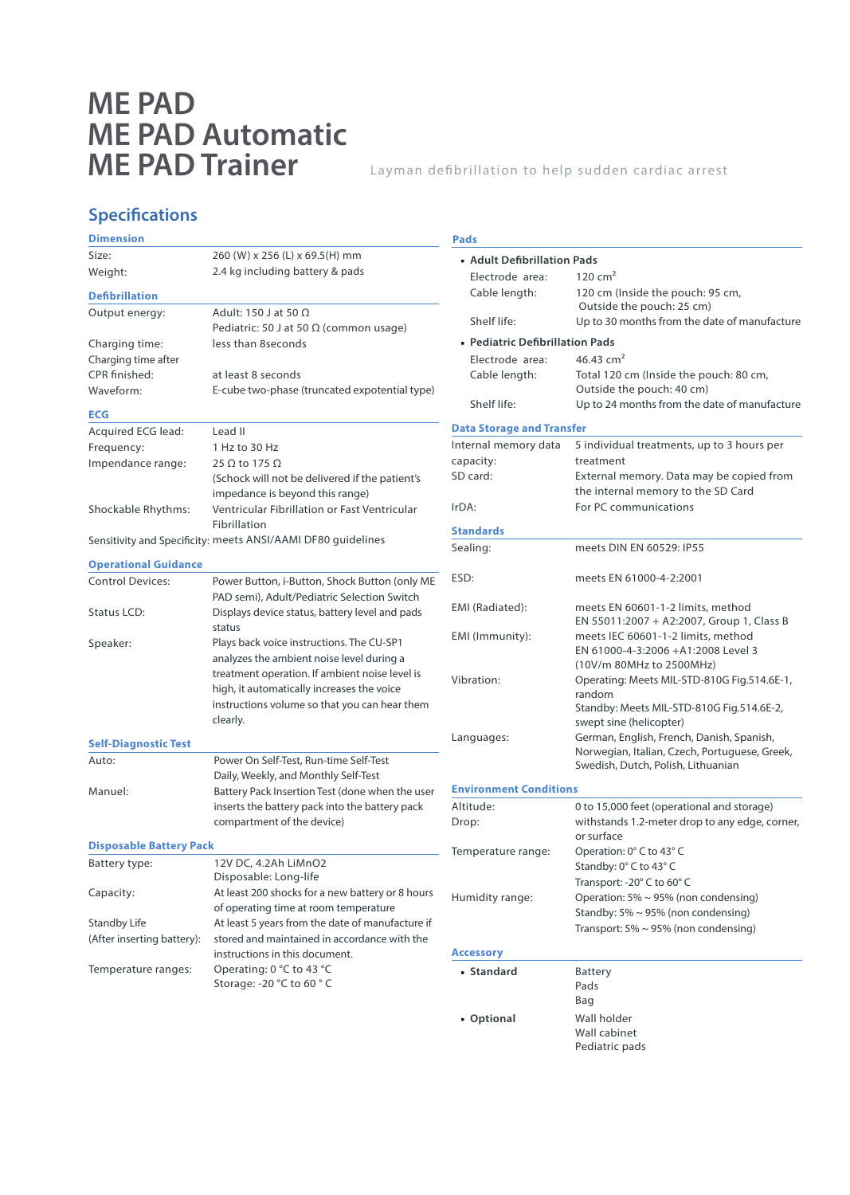# ME PAD
# ME PAD Automatic
# ME PAD Trainer

Layman defibrillation to help sudden cardiac arrest

## Specifications

### Dimension

| | |
|---|---|
| Size: | 260 (W) x 256 (L) x 69.5(H) mm |
| Weight: | 2.4 kg including battery & pads |

### Defibrillation

| | |
|---|---|
| Output energy: | Adult: 150 J at 50 Ω<br>Pediatric: 50 J at 50 Ω (common usage) |
| Charging time: | less than 8seconds |
| Charging time after CPR finished: | at least 8 seconds |
| Waveform: | E-cube two-phase (truncated expotential type) |

### ECG

| | |
|---|---|
| Acquired ECG lead: | Lead II |
| Frequency: | 1 Hz to 30 Hz |
| Impendance range: | 25 Ω to 175 Ω<br>(Schock will not be delivered if the patient's impedance is beyond this range) |
| Shockable Rhythms: | Ventricular Fibrillation or Fast Ventricular Fibrillation |
| Sensitivity and Specificity: | meets ANSI/AAMI DF80 guidelines |

### Operational Guidance

| | |
|---|---|
| Control Devices: | Power Button, i-Button, Shock Button (only ME PAD semi), Adult/Pediatric Selection Switch |
| Status LCD: | Displays device status, battery level and pads status |
| Speaker: | Plays back voice instructions. The CU-SP1 analyzes the ambient noise level during a treatment operation. If ambient noise level is high, it automatically increases the voice instructions volume so that you can hear them clearly. |

### Self-Diagnostic Test

| | |
|---|---|
| Auto: | Power On Self-Test, Run-time Self-Test<br>Daily, Weekly, and Monthly Self-Test |
| Manuel: | Battery Pack Insertion Test (done when the user inserts the battery pack into the battery pack compartment of the device) |

### Disposable Battery Pack

| | |
|---|---|
| Battery type: | 12V DC, 4.2Ah LiMnO2<br>Disposable: Long-life |
| Capacity: | At least 200 shocks for a new battery or 8 hours of operating time at room temperature |
| Standby Life (After inserting battery): | At least 5 years from the date of manufacture if stored and maintained in accordance with the instructions in this document. |
| Temperature ranges: | Operating: 0 °C to 43 °C<br>Storage: -20 °C to 60 ° C |

### Pads

- **Adult Defibrillation Pads**

| | |
|---|---|
| Electrode area: | 120 cm² |
| Cable length: | 120 cm (Inside the pouch: 95 cm, Outside the pouch: 25 cm) |
| Shelf life: | Up to 30 months from the date of manufacture |

- **Pediatric Defibrillation Pads**

| | |
|---|---|
| Electrode area: | 46.43 cm² |
| Cable length: | Total 120 cm (Inside the pouch: 80 cm, Outside the pouch: 40 cm) |
| Shelf life: | Up to 24 months from the date of manufacture |

### Data Storage and Transfer

| | |
|---|---|
| Internal memory data capacity: | 5 individual treatments, up to 3 hours per treatment |
| SD card: | External memory. Data may be copied from the internal memory to the SD Card |
| IrDA: | For PC communications |

### Standards

| | |
|---|---|
| Sealing: | meets DIN EN 60529: IP55 |
| ESD: | meets EN 61000-4-2:2001 |
| EMI (Radiated): | meets EN 60601-1-2 limits, method EN 55011:2007 + A2:2007, Group 1, Class B |
| EMI (Immunity): | meets IEC 60601-1-2 limits, method EN 61000-4-3:2006 +A1:2008 Level 3 (10V/m 80MHz to 2500MHz) |
| Vibration: | Operating: Meets MIL-STD-810G Fig.514.6E-1, random<br>Standby: Meets MIL-STD-810G Fig.514.6E-2, swept sine (helicopter) |
| Languages: | German, English, French, Danish, Spanish, Norwegian, Italian, Czech, Portuguese, Greek, Swedish, Dutch, Polish, Lithuanian |

### Environment Conditions

| | |
|---|---|
| Altitude: | 0 to 15,000 feet (operational and storage) |
| Drop: | withstands 1.2-meter drop to any edge, corner, or surface |
| Temperature range: | Operation: 0° C to 43° C<br>Standby: 0° C to 43° C<br>Transport: -20° C to 60° C |
| Humidity range: | Operation: 5% ~ 95% (non condensing)<br>Standby: 5% ~ 95% (non condensing)<br>Transport: 5% ~ 95% (non condensing) |

### Accessory

| | |
|---|---|
| **Standard** | Battery<br>Pads<br>Bag |
| **Optional** | Wall holder<br>Wall cabinet<br>Pediatric pads |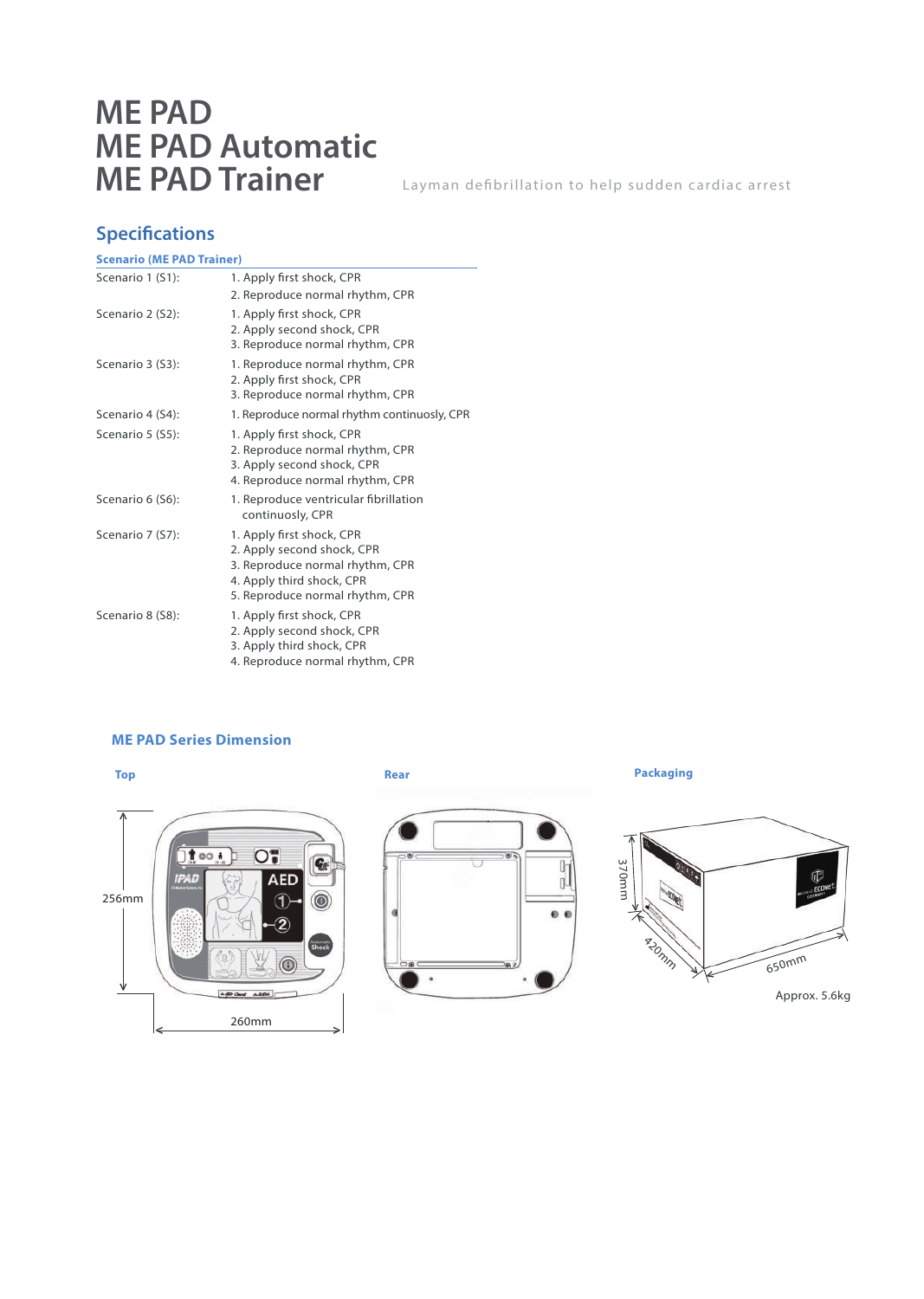# ME PAD
# ME PAD Automatic
# ME PAD Trainer

Layman defibrillation to help sudden cardiac arrest

## Specifications

### Scenario (ME PAD Trainer)

| | |
|---|---|
| Scenario 1 (S1): | 1. Apply first shock, CPR<br>2. Reproduce normal rhythm, CPR |
| Scenario 2 (S2): | 1. Apply first shock, CPR<br>2. Apply second shock, CPR<br>3. Reproduce normal rhythm, CPR |
| Scenario 3 (S3): | 1. Reproduce normal rhythm, CPR<br>2. Apply first shock, CPR<br>3. Reproduce normal rhythm, CPR |
| Scenario 4 (S4): | 1. Reproduce normal rhythm continuosly, CPR |
| Scenario 5 (S5): | 1. Apply first shock, CPR<br>2. Reproduce normal rhythm, CPR<br>3. Apply second shock, CPR<br>4. Reproduce normal rhythm, CPR |
| Scenario 6 (S6): | 1. Reproduce ventricular fibrillation continuosly, CPR |
| Scenario 7 (S7): | 1. Apply first shock, CPR<br>2. Apply second shock, CPR<br>3. Reproduce normal rhythm, CPR<br>4. Apply third shock, CPR<br>5. Reproduce normal rhythm, CPR |
| Scenario 8 (S8): | 1. Apply first shock, CPR<br>2. Apply second shock, CPR<br>3. Apply third shock, CPR<br>4. Reproduce normal rhythm, CPR |

### ME PAD Series Dimension

**Top**

256mm

260mm

**Rear**

**Packaging**

370mm

420mm

650mm

Approx. 5.6kg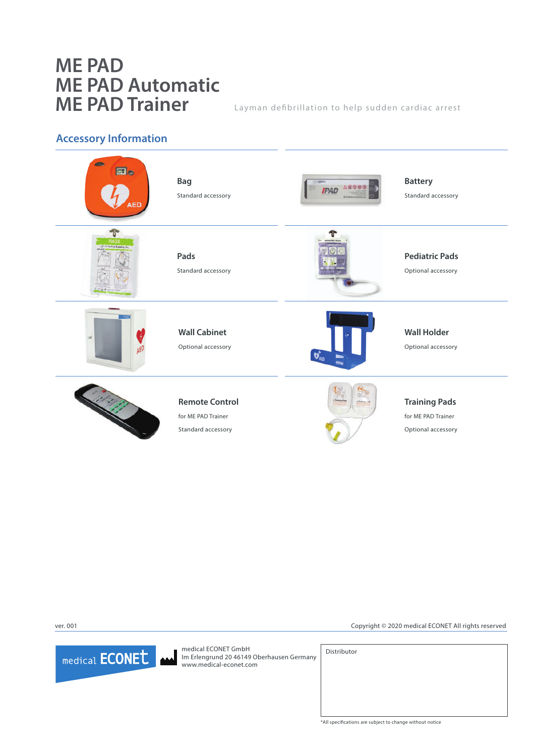# ME PAD
# ME PAD Automatic
# ME PAD Trainer

Layman defibrillation to help sudden cardiac arrest

## Accessory Information

**Bag**

Standard accessory

**Battery**

Standard accessory

**Pads**

Standard accessory

**Pediatric Pads**

Optional accessory

**Wall Cabinet**

Optional accessory

**Wall Holder**

Optional accessory

**Remote Control**

for ME PAD Trainer

Standard accessory

**Training Pads**

for ME PAD Trainer

Optional accessory

ver. 001

Copyright © 2020 medical ECONET All rights reserved

medical ECONET

medical ECONET GmbH
Im Erlengrund 20 46149 Oberhausen Germany
www.medical-econet.com

Distributor

*All specifications are subject to change without notice